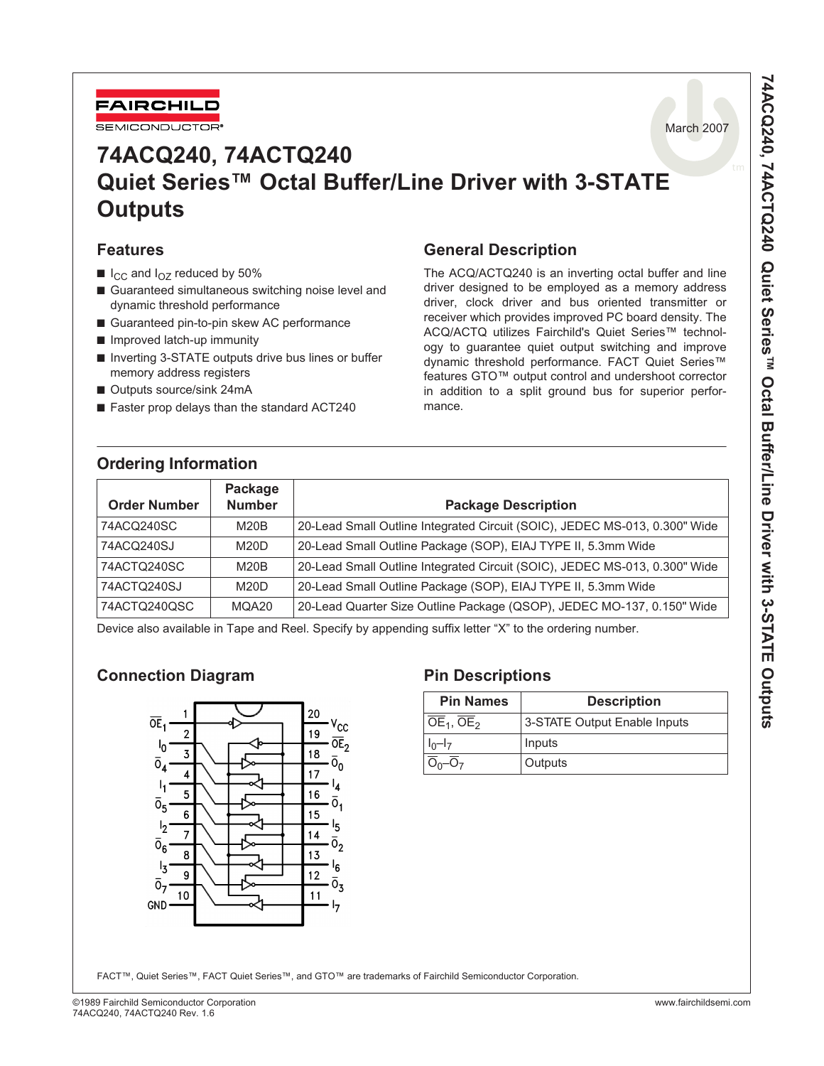FAIRCHILD SEMICONDUCTOR

March 2007

# 74ACQ240, 74ACTQ240 Quiet Series™ Octal Buffer/Line Driver with 3-STATE Outputs

## Features

- $I_{CC}$ and $I_{OZ}$ reduced by 50%
- Guaranteed simultaneous switching noise level and dynamic threshold performance
- Guaranteed pin-to-pin skew AC performance
- Improved latch-up immunity
- Inverting 3-STATE outputs drive bus lines or buffer memory address registers
- Outputs source/sink 24mA
- Faster prop delays than the standard ACT240

## General Description

The ACQ/ACTQ240 is an inverting octal buffer and line driver designed to be employed as a memory address driver, clock driver and bus oriented transmitter or receiver which provides improved PC board density. The ACQ/ACTQ utilizes Fairchild's Quiet Series™ technology to guarantee quiet output switching and improve dynamic threshold performance. FACT Quiet Series™ features GTO™ output control and undershoot corrector in addition to a split ground bus for superior performance.

## Ordering Information

| Order Number | Package Number | Package Description |
|---|---|---|
| 74ACQ240SC | M20B | 20-Lead Small Outline Integrated Circuit (SOIC), JEDEC MS-013, 0.300" Wide |
| 74ACQ240SJ | M20D | 20-Lead Small Outline Package (SOP), EIAJ TYPE II, 5.3mm Wide |
| 74ACTQ240SC | M20B | 20-Lead Small Outline Integrated Circuit (SOIC), JEDEC MS-013, 0.300" Wide |
| 74ACTQ240SJ | M20D | 20-Lead Small Outline Package (SOP), EIAJ TYPE II, 5.3mm Wide |
| 74ACTQ240QSC | MQA20 | 20-Lead Quarter Size Outline Package (QSOP), JEDEC MO-137, 0.150" Wide |

Device also available in Tape and Reel. Specify by appending suffix letter "X" to the ordering number.

## Connection Diagram

| Pin | Name | Pin | Name |
|---|---|---|---|
| 1 | $\overline{OE}_1$ | 20 | $V_{CC}$ |
| 2 | $I_0$ | 19 | $\overline{OE}_2$ |
| 3 | $\overline{O}_4$ | 18 | $\overline{O}_0$ |
| 4 | $I_1$ | 17 | $I_4$ |
| 5 | $\overline{O}_5$ | 16 | $\overline{O}_1$ |
| 6 | $I_2$ | 15 | $I_5$ |
| 7 | $\overline{O}_6$ | 14 | $\overline{O}_2$ |
| 8 | $I_3$ | 13 | $I_6$ |
| 9 | $\overline{O}_7$ | 12 | $\overline{O}_3$ |
| 10 | GND | 11 | $I_7$ |

## Pin Descriptions

| Pin Names | Description |
|---|---|
| $\overline{OE}_1$, $\overline{OE}_2$ | 3-STATE Output Enable Inputs |
| $I_0$–$I_7$ | Inputs |
| $\overline{O}_0$–$\overline{O}_7$ | Outputs |

FACT™, Quiet Series™, FACT Quiet Series™, and GTO™ are trademarks of Fairchild Semiconductor Corporation.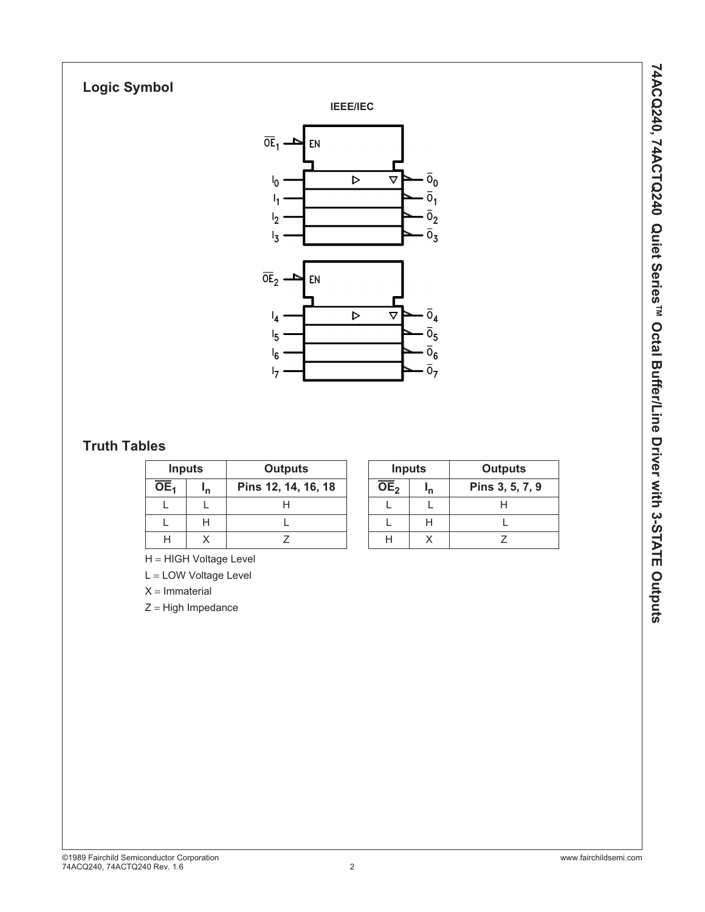## Logic Symbol

IEEE/IEC

## Truth Tables

| Inputs | | Outputs |
|---|---|---|
| $\overline{OE_1}$ | $I_n$ | Pins 12, 14, 16, 18 |
| L | L | H |
| L | H | L |
| H | X | Z |

| Inputs | | Outputs |
|---|---|---|
| $\overline{OE_2}$ | $I_n$ | Pins 3, 5, 7, 9 |
| L | L | H |
| L | H | L |
| H | X | Z |

H = HIGH Voltage Level

L = LOW Voltage Level

X = Immaterial

Z = High Impedance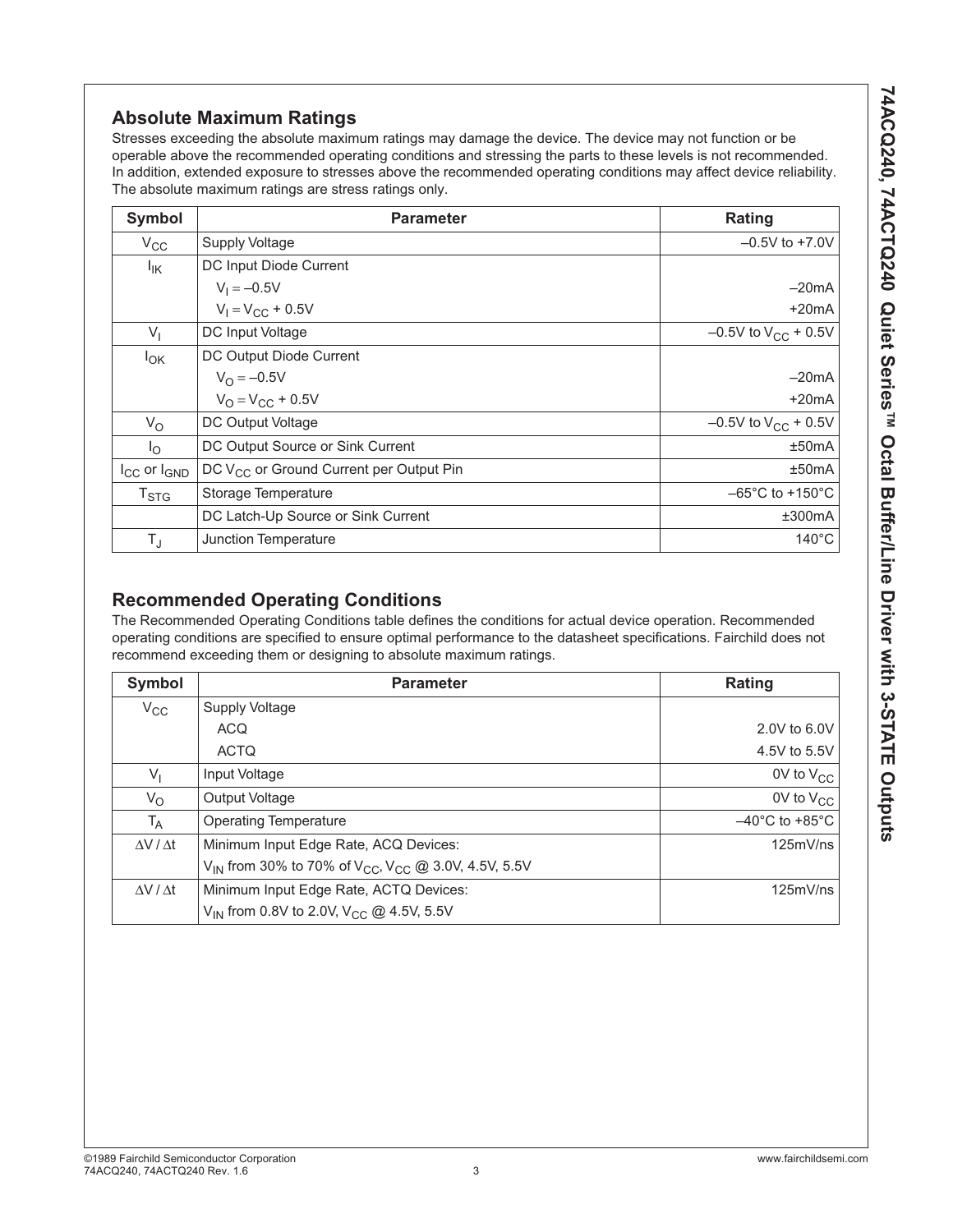## Absolute Maximum Ratings

Stresses exceeding the absolute maximum ratings may damage the device. The device may not function or be operable above the recommended operating conditions and stressing the parts to these levels is not recommended. In addition, extended exposure to stresses above the recommended operating conditions may affect device reliability. The absolute maximum ratings are stress ratings only.

| Symbol | Parameter | Rating |
|---|---|---|
| $V_{CC}$ | Supply Voltage | –0.5V to +7.0V |
| $I_{IK}$ | DC Input Diode Current | |
| | $V_I = –0.5V$ | –20mA |
| | $V_I = V_{CC} + 0.5V$ | +20mA |
| $V_I$ | DC Input Voltage | –0.5V to $V_{CC}$ + 0.5V |
| $I_{OK}$ | DC Output Diode Current | |
| | $V_O = –0.5V$ | –20mA |
| | $V_O = V_{CC} + 0.5V$ | +20mA |
| $V_O$ | DC Output Voltage | –0.5V to $V_{CC}$ + 0.5V |
| $I_O$ | DC Output Source or Sink Current | ±50mA |
| $I_{CC}$ or $I_{GND}$ | DC $V_{CC}$ or Ground Current per Output Pin | ±50mA |
| $T_{STG}$ | Storage Temperature | –65°C to +150°C |
| | DC Latch-Up Source or Sink Current | ±300mA |
| $T_J$ | Junction Temperature | 140°C |

## Recommended Operating Conditions

The Recommended Operating Conditions table defines the conditions for actual device operation. Recommended operating conditions are specified to ensure optimal performance to the datasheet specifications. Fairchild does not recommend exceeding them or designing to absolute maximum ratings.

| Symbol | Parameter | Rating |
|---|---|---|
| $V_{CC}$ | Supply Voltage | |
| | ACQ | 2.0V to 6.0V |
| | ACTQ | 4.5V to 5.5V |
| $V_I$ | Input Voltage | 0V to $V_{CC}$ |
| $V_O$ | Output Voltage | 0V to $V_{CC}$ |
| $T_A$ | Operating Temperature | –40°C to +85°C |
| $\Delta V / \Delta t$ | Minimum Input Edge Rate, ACQ Devices: $V_{IN}$ from 30% to 70% of $V_{CC}$, $V_{CC}$ @ 3.0V, 4.5V, 5.5V | 125mV/ns |
| $\Delta V / \Delta t$ | Minimum Input Edge Rate, ACTQ Devices: $V_{IN}$ from 0.8V to 2.0V, $V_{CC}$ @ 4.5V, 5.5V | 125mV/ns |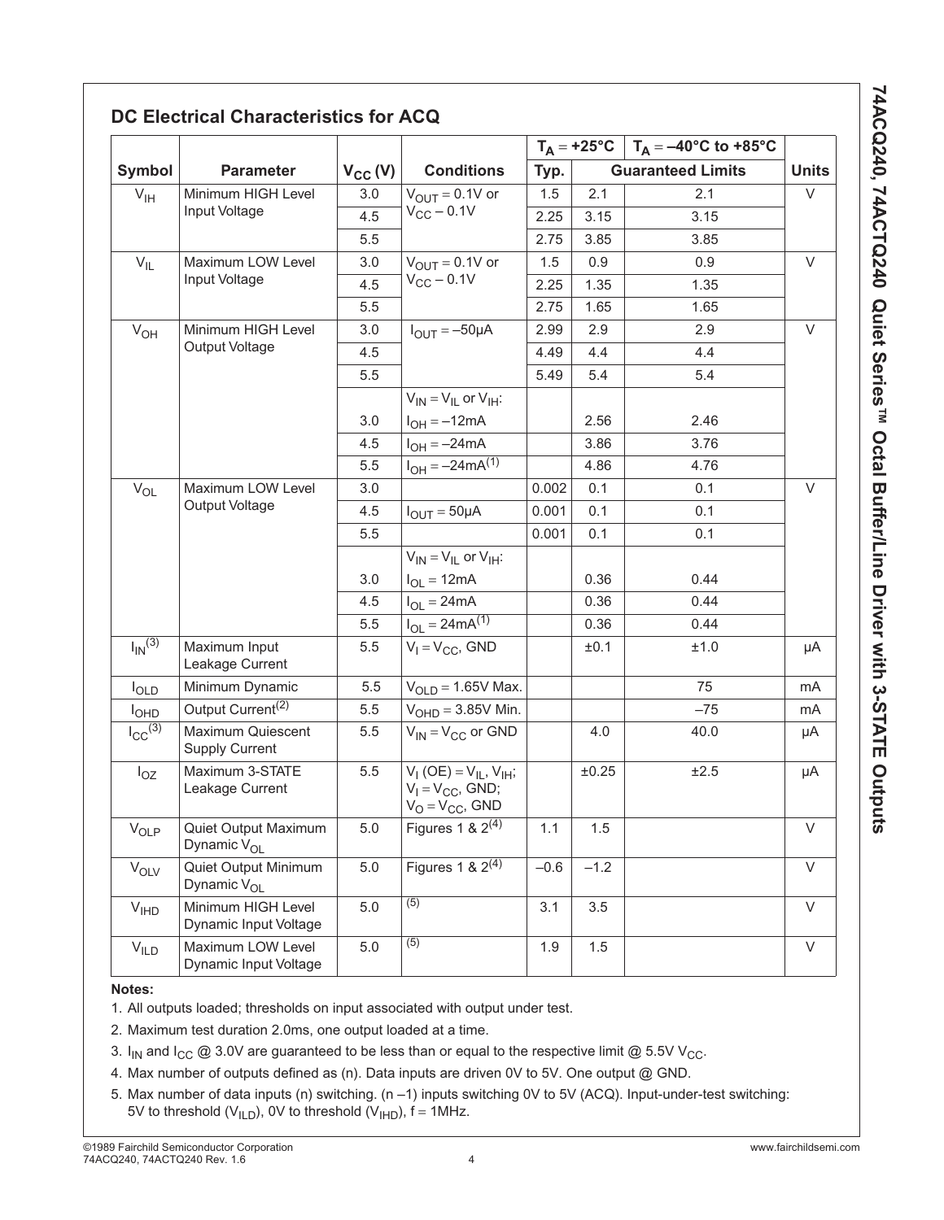## DC Electrical Characteristics for ACQ

| Symbol | Parameter | $V_{CC}$ (V) | Conditions | $T_A = +25°C$ | | $T_A = –40°C$ to $+85°C$ | Units |
|---|---|---|---|---|---|---|---|
| | | | | Typ. | Guaranteed Limits | | |
| $V_{IH}$ | Minimum HIGH Level Input Voltage | 3.0 | $V_{OUT} = 0.1V$ or $V_{CC} – 0.1V$ | 1.5 | 2.1 | 2.1 | V |
| | | 4.5 | | 2.25 | 3.15 | 3.15 | |
| | | 5.5 | | 2.75 | 3.85 | 3.85 | |
| $V_{IL}$ | Maximum LOW Level Input Voltage | 3.0 | $V_{OUT} = 0.1V$ or $V_{CC} – 0.1V$ | 1.5 | 0.9 | 0.9 | V |
| | | 4.5 | | 2.25 | 1.35 | 1.35 | |
| | | 5.5 | | 2.75 | 1.65 | 1.65 | |
| $V_{OH}$ | Minimum HIGH Level Output Voltage | 3.0 | $I_{OUT} = –50µA$ | 2.99 | 2.9 | 2.9 | V |
| | | 4.5 | | 4.49 | 4.4 | 4.4 | |
| | | 5.5 | | 5.49 | 5.4 | 5.4 | |
| | | | $V_{IN} = V_{IL}$ or $V_{IH}$: | | | | |
| | | 3.0 | $I_{OH} = –12mA$ | | 2.56 | 2.46 | |
| | | 4.5 | $I_{OH} = –24mA$ | | 3.86 | 3.76 | |
| | | 5.5 | $I_{OH} = –24mA$(1) | | 4.86 | 4.76 | |
| $V_{OL}$ | Maximum LOW Level Output Voltage | 3.0 | | 0.002 | 0.1 | 0.1 | V |
| | | 4.5 | $I_{OUT} = 50µA$ | 0.001 | 0.1 | 0.1 | |
| | | 5.5 | | 0.001 | 0.1 | 0.1 | |
| | | | $V_{IN} = V_{IL}$ or $V_{IH}$: | | | | |
| | | 3.0 | $I_{OL} = 12mA$ | | 0.36 | 0.44 | |
| | | 4.5 | $I_{OL} = 24mA$ | | 0.36 | 0.44 | |
| | | 5.5 | $I_{OL} = 24mA$(1) | | 0.36 | 0.44 | |
| $I_{IN}$(3) | Maximum Input Leakage Current | 5.5 | $V_I = V_{CC}$, GND | | ±0.1 | ±1.0 | µA |
| $I_{OLD}$ | Minimum Dynamic | 5.5 | $V_{OLD} = 1.65V$ Max. | | | 75 | mA |
| $I_{OHD}$ | Output Current(2) | 5.5 | $V_{OHD} = 3.85V$ Min. | | | –75 | mA |
| $I_{CC}$(3) | Maximum Quiescent Supply Current | 5.5 | $V_{IN} = V_{CC}$ or GND | | 4.0 | 40.0 | µA |
| $I_{OZ}$ | Maximum 3-STATE Leakage Current | 5.5 | $V_I$ (OE) $= V_{IL}, V_{IH}$; $V_I = V_{CC}$, GND; $V_O = V_{CC}$, GND | | ±0.25 | ±2.5 | µA |
| $V_{OLP}$ | Quiet Output Maximum Dynamic $V_{OL}$ | 5.0 | Figures 1 & 2(4) | 1.1 | 1.5 | | V |
| $V_{OLV}$ | Quiet Output Minimum Dynamic $V_{OL}$ | 5.0 | Figures 1 & 2(4) | –0.6 | –1.2 | | V |
| $V_{IHD}$ | Minimum HIGH Level Dynamic Input Voltage | 5.0 | (5) | 3.1 | 3.5 | | V |
| $V_{ILD}$ | Maximum LOW Level Dynamic Input Voltage | 5.0 | (5) | 1.9 | 1.5 | | V |

**Notes:**

1. All outputs loaded; thresholds on input associated with output under test.
2. Maximum test duration 2.0ms, one output loaded at a time.
3. $I_{IN}$ and $I_{CC}$ @ 3.0V are guaranteed to be less than or equal to the respective limit @ 5.5V $V_{CC}$.
4. Max number of outputs defined as (n). Data inputs are driven 0V to 5V. One output @ GND.
5. Max number of data inputs (n) switching. (n –1) inputs switching 0V to 5V (ACQ). Input-under-test switching: 5V to threshold ($V_{ILD}$), 0V to threshold ($V_{IHD}$), f = 1MHz.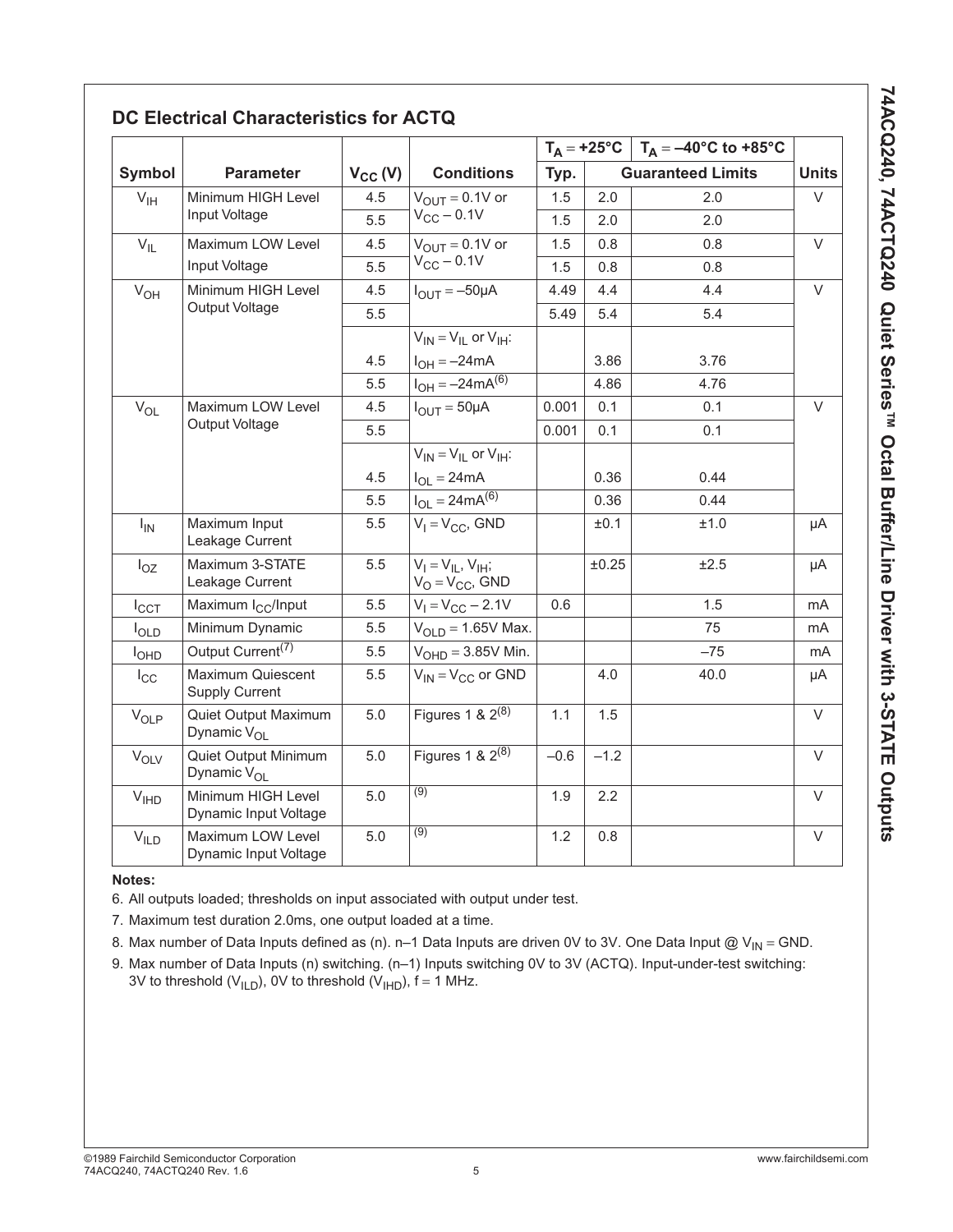## DC Electrical Characteristics for ACTQ

| Symbol | Parameter | $V_{CC}$ (V) | Conditions | $T_A = +25°C$ | | $T_A = -40°C$ to $+85°C$ | Units |
|---|---|---|---|---|---|---|---|
| | | | | Typ. | Guaranteed Limits | | |
| $V_{IH}$ | Minimum HIGH Level Input Voltage | 4.5 | $V_{OUT} = 0.1V$ or $V_{CC} - 0.1V$ | 1.5 | 2.0 | 2.0 | V |
| | | 5.5 | | 1.5 | 2.0 | 2.0 | |
| $V_{IL}$ | Maximum LOW Level Input Voltage | 4.5 | $V_{OUT} = 0.1V$ or $V_{CC} - 0.1V$ | 1.5 | 0.8 | 0.8 | V |
| | | 5.5 | | 1.5 | 0.8 | 0.8 | |
| $V_{OH}$ | Minimum HIGH Level Output Voltage | 4.5 | $I_{OUT} = -50\mu A$ | 4.49 | 4.4 | 4.4 | V |
| | | 5.5 | | 5.49 | 5.4 | 5.4 | |
| | | | $V_{IN} = V_{IL}$ or $V_{IH}$: | | | | |
| | | 4.5 | $I_{OH} = -24mA$ | | 3.86 | 3.76 | |
| | | 5.5 | $I_{OH} = -24mA$(6) | | 4.86 | 4.76 | |
| $V_{OL}$ | Maximum LOW Level Output Voltage | 4.5 | $I_{OUT} = 50\mu A$ | 0.001 | 0.1 | 0.1 | V |
| | | 5.5 | | 0.001 | 0.1 | 0.1 | |
| | | | $V_{IN} = V_{IL}$ or $V_{IH}$: | | | | |
| | | 4.5 | $I_{OL} = 24mA$ | | 0.36 | 0.44 | |
| | | 5.5 | $I_{OL} = 24mA$(6) | | 0.36 | 0.44 | |
| $I_{IN}$ | Maximum Input Leakage Current | 5.5 | $V_I = V_{CC}$, GND | | ±0.1 | ±1.0 | µA |
| $I_{OZ}$ | Maximum 3-STATE Leakage Current | 5.5 | $V_I = V_{IL}$, $V_{IH}$; $V_O = V_{CC}$, GND | | ±0.25 | ±2.5 | µA |
| $I_{CCT}$ | Maximum $I_{CC}$/Input | 5.5 | $V_I = V_{CC} - 2.1V$ | 0.6 | | 1.5 | mA |
| $I_{OLD}$ | Minimum Dynamic | 5.5 | $V_{OLD} = 1.65V$ Max. | | | 75 | mA |
| $I_{OHD}$ | Output Current(7) | 5.5 | $V_{OHD} = 3.85V$ Min. | | | –75 | mA |
| $I_{CC}$ | Maximum Quiescent Supply Current | 5.5 | $V_{IN} = V_{CC}$ or GND | | 4.0 | 40.0 | µA |
| $V_{OLP}$ | Quiet Output Maximum Dynamic $V_{OL}$ | 5.0 | Figures 1 & 2(8) | 1.1 | 1.5 | | V |
| $V_{OLV}$ | Quiet Output Minimum Dynamic $V_{OL}$ | 5.0 | Figures 1 & 2(8) | –0.6 | –1.2 | | V |
| $V_{IHD}$ | Minimum HIGH Level Dynamic Input Voltage | 5.0 | (9) | 1.9 | 2.2 | | V |
| $V_{ILD}$ | Maximum LOW Level Dynamic Input Voltage | 5.0 | (9) | 1.2 | 0.8 | | V |

**Notes:**

6. All outputs loaded; thresholds on input associated with output under test.
7. Maximum test duration 2.0ms, one output loaded at a time.
8. Max number of Data Inputs defined as (n). n–1 Data Inputs are driven 0V to 3V. One Data Input @ $V_{IN}$ = GND.
9. Max number of Data Inputs (n) switching. (n–1) Inputs switching 0V to 3V (ACTQ). Input-under-test switching: 3V to threshold ($V_{ILD}$), 0V to threshold ($V_{IHD}$), f = 1 MHz.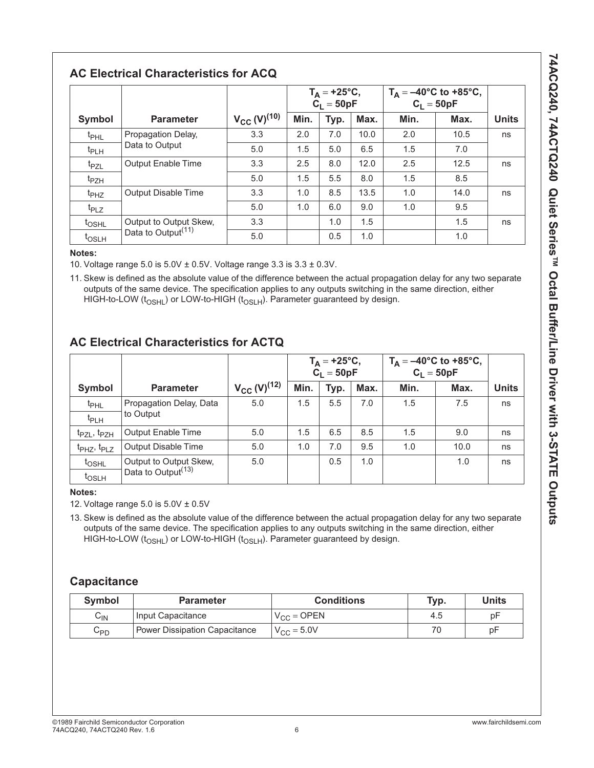## AC Electrical Characteristics for ACQ

| Symbol | Parameter | $V_{CC}$ (V)[10] | $T_A = +25°C$, $C_L = 50pF$ | | | $T_A = -40°C$ to $+85°C$, $C_L = 50pF$ | | Units |
|---|---|---|---|---|---|---|---|---|
| | | | Min. | Typ. | Max. | Min. | Max. | |
| $t_{PHL}$ | Propagation Delay, Data to Output | 3.3 | 2.0 | 7.0 | 10.0 | 2.0 | 10.5 | ns |
| $t_{PLH}$ | | 5.0 | 1.5 | 5.0 | 6.5 | 1.5 | 7.0 | |
| $t_{PZL}$ | Output Enable Time | 3.3 | 2.5 | 8.0 | 12.0 | 2.5 | 12.5 | ns |
| $t_{PZH}$ | | 5.0 | 1.5 | 5.5 | 8.0 | 1.5 | 8.5 | |
| $t_{PHZ}$ | Output Disable Time | 3.3 | 1.0 | 8.5 | 13.5 | 1.0 | 14.0 | ns |
| $t_{PLZ}$ | | 5.0 | 1.0 | 6.0 | 9.0 | 1.0 | 9.5 | |
| $t_{OSHL}$ | Output to Output Skew, Data to Output[11] | 3.3 | | 1.0 | 1.5 | | 1.5 | ns |
| $t_{OSLH}$ | | 5.0 | | 0.5 | 1.0 | | 1.0 | |

**Notes:**

10. Voltage range 5.0 is 5.0V ± 0.5V. Voltage range 3.3 is 3.3 ± 0.3V.

11. Skew is defined as the absolute value of the difference between the actual propagation delay for any two separate outputs of the same device. The specification applies to any outputs switching in the same direction, either HIGH-to-LOW ($t_{OSHL}$) or LOW-to-HIGH ($t_{OSLH}$). Parameter guaranteed by design.

## AC Electrical Characteristics for ACTQ

| Symbol | Parameter | $V_{CC}$ (V)[12] | $T_A = +25°C$, $C_L = 50pF$ | | | $T_A = -40°C$ to $+85°C$, $C_L = 50pF$ | | Units |
|---|---|---|---|---|---|---|---|---|
| | | | Min. | Typ. | Max. | Min. | Max. | |
| $t_{PHL}$, $t_{PLH}$ | Propagation Delay, Data to Output | 5.0 | 1.5 | 5.5 | 7.0 | 1.5 | 7.5 | ns |
| $t_{PZL}$, $t_{PZH}$ | Output Enable Time | 5.0 | 1.5 | 6.5 | 8.5 | 1.5 | 9.0 | ns |
| $t_{PHZ}$, $t_{PLZ}$ | Output Disable Time | 5.0 | 1.0 | 7.0 | 9.5 | 1.0 | 10.0 | ns |
| $t_{OSHL}$, $t_{OSLH}$ | Output to Output Skew, Data to Output[13] | 5.0 | | 0.5 | 1.0 | | 1.0 | ns |

**Notes:**

12. Voltage range 5.0 is 5.0V ± 0.5V

13. Skew is defined as the absolute value of the difference between the actual propagation delay for any two separate outputs of the same device. The specification applies to any outputs switching in the same direction, either HIGH-to-LOW ($t_{OSHL}$) or LOW-to-HIGH ($t_{OSLH}$). Parameter guaranteed by design.

## Capacitance

| Symbol | Parameter | Conditions | Typ. | Units |
|---|---|---|---|---|
| $C_{IN}$ | Input Capacitance | $V_{CC}$ = OPEN | 4.5 | pF |
| $C_{PD}$ | Power Dissipation Capacitance | $V_{CC} = 5.0V$ | 70 | pF |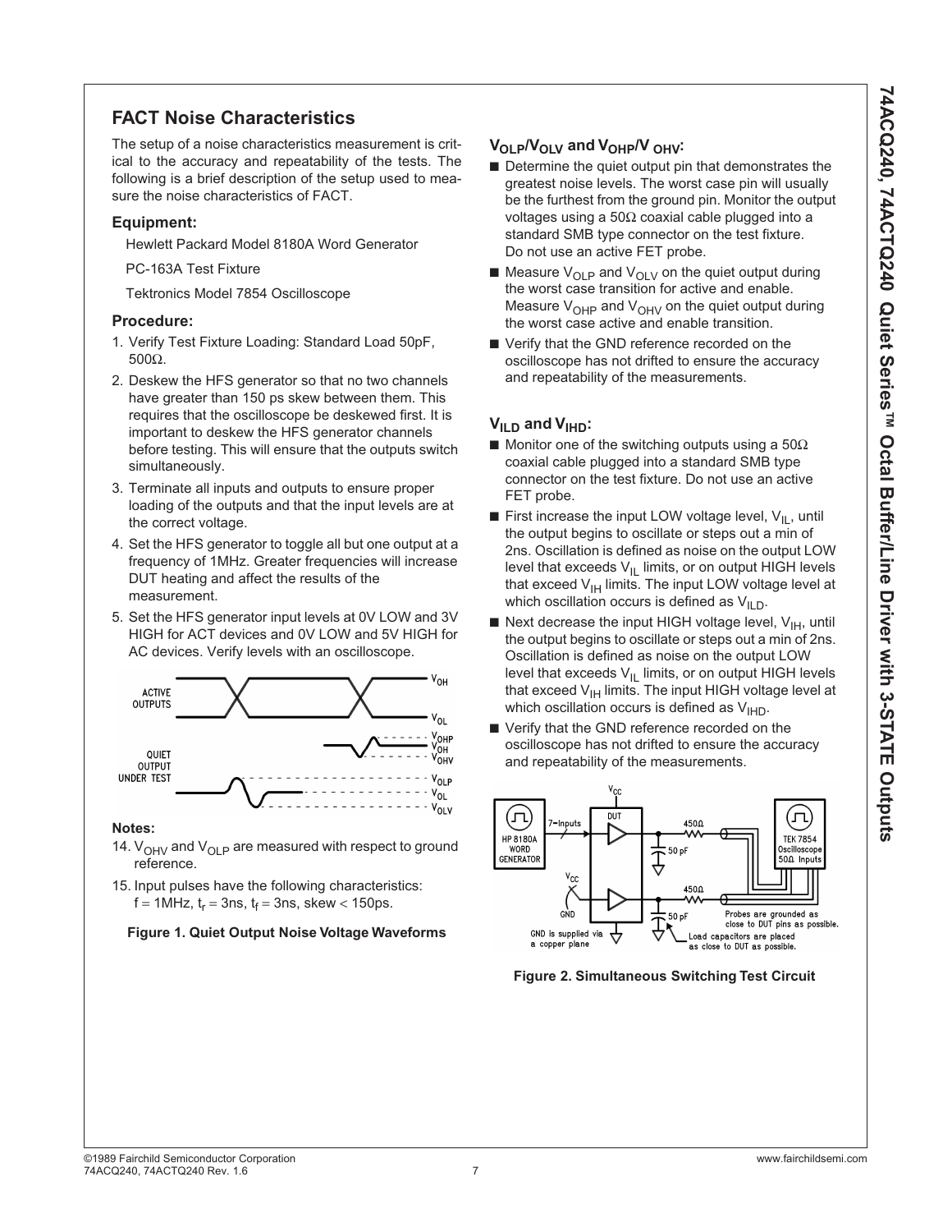## FACT Noise Characteristics

The setup of a noise characteristics measurement is critical to the accuracy and repeatability of the tests. The following is a brief description of the setup used to measure the noise characteristics of FACT.

### Equipment:

Hewlett Packard Model 8180A Word Generator

PC-163A Test Fixture

Tektronics Model 7854 Oscilloscope

### Procedure:

1. Verify Test Fixture Loading: Standard Load 50pF, 500Ω.
2. Deskew the HFS generator so that no two channels have greater than 150 ps skew between them. This requires that the oscilloscope be deskewed first. It is important to deskew the HFS generator channels before testing. This will ensure that the outputs switch simultaneously.
3. Terminate all inputs and outputs to ensure proper loading of the outputs and that the input levels are at the correct voltage.
4. Set the HFS generator to toggle all but one output at a frequency of 1MHz. Greater frequencies will increase DUT heating and affect the results of the measurement.
5. Set the HFS generator input levels at 0V LOW and 3V HIGH for ACT devices and 0V LOW and 5V HIGH for AC devices. Verify levels with an oscilloscope.

**Notes:**

14. $V_{OHV}$ and $V_{OLP}$ are measured with respect to ground reference.

15. Input pulses have the following characteristics: $f = 1MHz$, $t_r = 3ns$, $t_f = 3ns$, skew < 150ps.

**Figure 1. Quiet Output Noise Voltage Waveforms**

### $V_{OLP}/V_{OLV}$ and $V_{OHP}/V_{OHV}$:

- Determine the quiet output pin that demonstrates the greatest noise levels. The worst case pin will usually be the furthest from the ground pin. Monitor the output voltages using a 50Ω coaxial cable plugged into a standard SMB type connector on the test fixture. Do not use an active FET probe.
- Measure $V_{OLP}$ and $V_{OLV}$ on the quiet output during the worst case transition for active and enable. Measure $V_{OHP}$ and $V_{OHV}$ on the quiet output during the worst case active and enable transition.
- Verify that the GND reference recorded on the oscilloscope has not drifted to ensure the accuracy and repeatability of the measurements.

### $V_{ILD}$ and $V_{IHD}$:

- Monitor one of the switching outputs using a 50Ω coaxial cable plugged into a standard SMB type connector on the test fixture. Do not use an active FET probe.
- First increase the input LOW voltage level, $V_{IL}$, until the output begins to oscillate or steps out a min of 2ns. Oscillation is defined as noise on the output LOW level that exceeds $V_{IL}$ limits, or on output HIGH levels that exceed $V_{IH}$ limits. The input LOW voltage level at which oscillation occurs is defined as $V_{ILD}$.
- Next decrease the input HIGH voltage level, $V_{IH}$, until the output begins to oscillate or steps out a min of 2ns. Oscillation is defined as noise on the output LOW level that exceeds $V_{IL}$ limits, or on output HIGH levels that exceed $V_{IH}$ limits. The input HIGH voltage level at which oscillation occurs is defined as $V_{IHD}$.
- Verify that the GND reference recorded on the oscilloscope has not drifted to ensure the accuracy and repeatability of the measurements.

**Figure 2. Simultaneous Switching Test Circuit**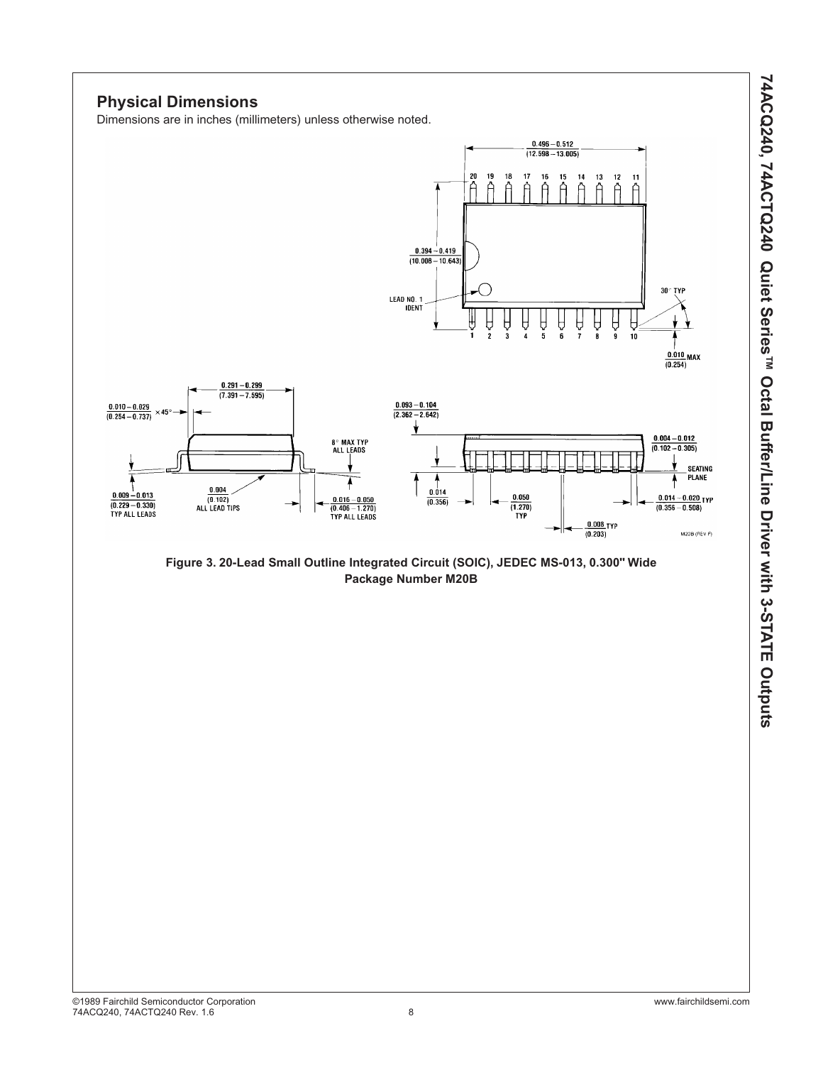## Physical Dimensions

Dimensions are in inches (millimeters) unless otherwise noted.

**Figure 3. 20-Lead Small Outline Integrated Circuit (SOIC), JEDEC MS-013, 0.300" Wide Package Number M20B**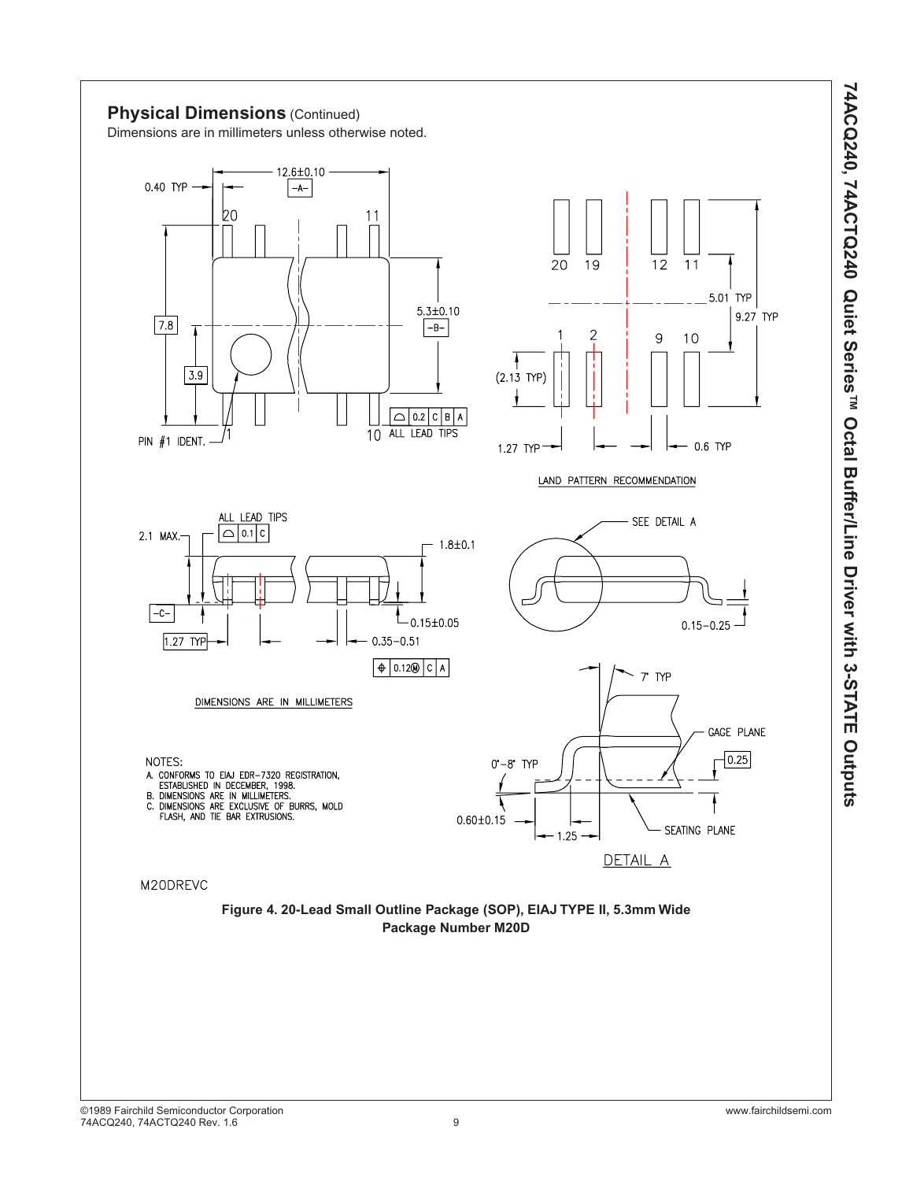## Physical Dimensions (Continued)

Dimensions are in millimeters unless otherwise noted.

NOTES:

A. CONFORMS TO EIAJ EDR-7320 REGISTRATION, ESTABLISHED IN DECEMBER, 1998.
B. DIMENSIONS ARE IN MILLIMETERS.
C. DIMENSIONS ARE EXCLUSIVE OF BURRS, MOLD FLASH, AND TIE BAR EXTRUSIONS.

M20DREVC

**Figure 4. 20-Lead Small Outline Package (SOP), EIAJ TYPE II, 5.3mm Wide Package Number M20D**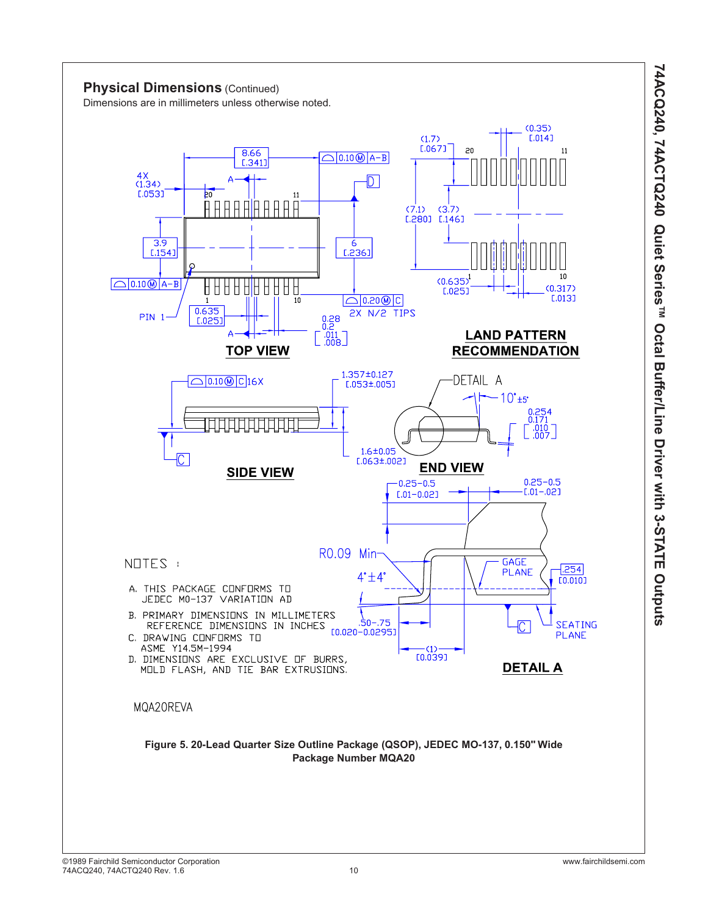## Physical Dimensions (Continued)

Dimensions are in millimeters unless otherwise noted.

TOP VIEW

LAND PATTERN RECOMMENDATION

SIDE VIEW

END VIEW

DETAIL A

NOTES :

A. THIS PACKAGE CONFORMS TO JEDEC MO-137 VARIATION AD

B. PRIMARY DIMENSIONS IN MILLIMETERS REFERENCE DIMENSIONS IN INCHES

C. DRAWING CONFORMS TO ASME Y14.5M-1994

D. DIMENSIONS ARE EXCLUSIVE OF BURRS, MOLD FLASH, AND TIE BAR EXTRUSIONS.

MQA20REVA

**Figure 5. 20-Lead Quarter Size Outline Package (QSOP), JEDEC MO-137, 0.150" Wide Package Number MQA20**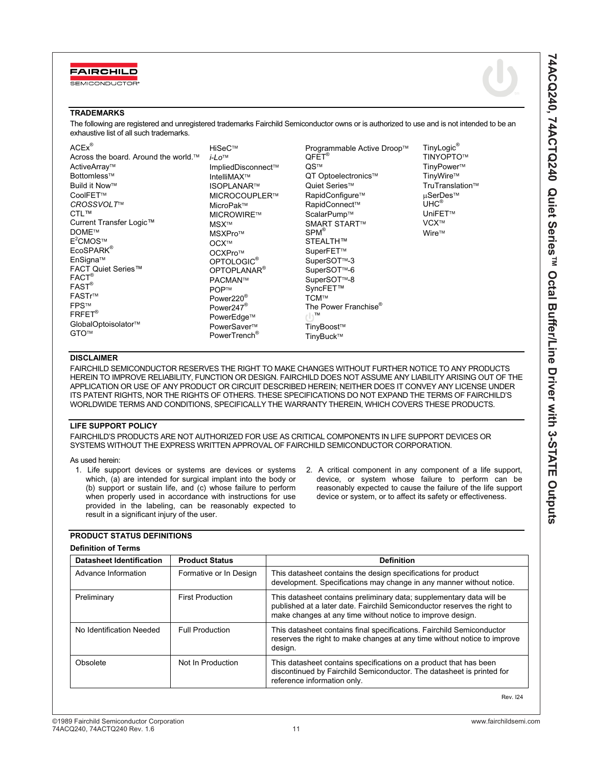## TRADEMARKS

The following are registered and unregistered trademarks Fairchild Semiconductor owns or is authorized to use and is not intended to be an exhaustive list of all such trademarks.

ACEx®
Across the board. Around the world.™
ActiveArray™
Bottomless™
Build it Now™
CoolFET™
*CROSSVOLT*™
CTL™
Current Transfer Logic™
DOME™
$E^2$CMOS™
EcoSPARK®
EnSigna™
FACT Quiet Series™
FACT®
FAST®
FASTr™
FPS™
FRFET®
GlobalOptoisolator™
GTO™
HiSeC™
*i-Lo*™
ImpliedDisconnect™
IntelliMAX™
ISOPLANAR™
MICROCOUPLER™
MicroPak™
MICROWIRE™
MSX™
MSXPro™
OCX™
OCXPro™
OPTOLOGIC®
OPTOPLANAR®
PACMAN™
POP™
Power220®
Power247®
PowerEdge™
PowerSaver™
PowerTrench®
Programmable Active Droop™
QFET®
QS™
QT Optoelectronics™
Quiet Series™
RapidConfigure™
RapidConnect™
ScalarPump™
SMART START™
SPM®
STEALTH™
SuperFET™
SuperSOT™-3
SuperSOT™-6
SuperSOT™-8
SyncFET™
TCM™
The Power Franchise®
™
TinyBoost™
TinyBuck™
TinyLogic®
TINYOPTO™
TinyPower™
TinyWire™
TruTranslation™
μSerDes™
UHC®
UniFET™
VCX™
Wire™

## DISCLAIMER

FAIRCHILD SEMICONDUCTOR RESERVES THE RIGHT TO MAKE CHANGES WITHOUT FURTHER NOTICE TO ANY PRODUCTS HEREIN TO IMPROVE RELIABILITY, FUNCTION OR DESIGN. FAIRCHILD DOES NOT ASSUME ANY LIABILITY ARISING OUT OF THE APPLICATION OR USE OF ANY PRODUCT OR CIRCUIT DESCRIBED HEREIN; NEITHER DOES IT CONVEY ANY LICENSE UNDER ITS PATENT RIGHTS, NOR THE RIGHTS OF OTHERS. THESE SPECIFICATIONS DO NOT EXPAND THE TERMS OF FAIRCHILD'S WORLDWIDE TERMS AND CONDITIONS, SPECIFICALLY THE WARRANTY THEREIN, WHICH COVERS THESE PRODUCTS.

## LIFE SUPPORT POLICY

FAIRCHILD'S PRODUCTS ARE NOT AUTHORIZED FOR USE AS CRITICAL COMPONENTS IN LIFE SUPPORT DEVICES OR SYSTEMS WITHOUT THE EXPRESS WRITTEN APPROVAL OF FAIRCHILD SEMICONDUCTOR CORPORATION.

As used herein:

1. Life support devices or systems are devices or systems which, (a) are intended for surgical implant into the body or (b) support or sustain life, and (c) whose failure to perform when properly used in accordance with instructions for use provided in the labeling, can be reasonably expected to result in a significant injury of the user.
2. A critical component in any component of a life support, device, or system whose failure to perform can be reasonably expected to cause the failure of the life support device or system, or to affect its safety or effectiveness.

## PRODUCT STATUS DEFINITIONS

### Definition of Terms

| Datasheet Identification | Product Status | Definition |
|---|---|---|
| Advance Information | Formative or In Design | This datasheet contains the design specifications for product development. Specifications may change in any manner without notice. |
| Preliminary | First Production | This datasheet contains preliminary data; supplementary data will be published at a later date. Fairchild Semiconductor reserves the right to make changes at any time without notice to improve design. |
| No Identification Needed | Full Production | This datasheet contains final specifications. Fairchild Semiconductor reserves the right to make changes at any time without notice to improve design. |
| Obsolete | Not In Production | This datasheet contains specifications on a product that has been discontinued by Fairchild Semiconductor. The datasheet is printed for reference information only. |

Rev. I24